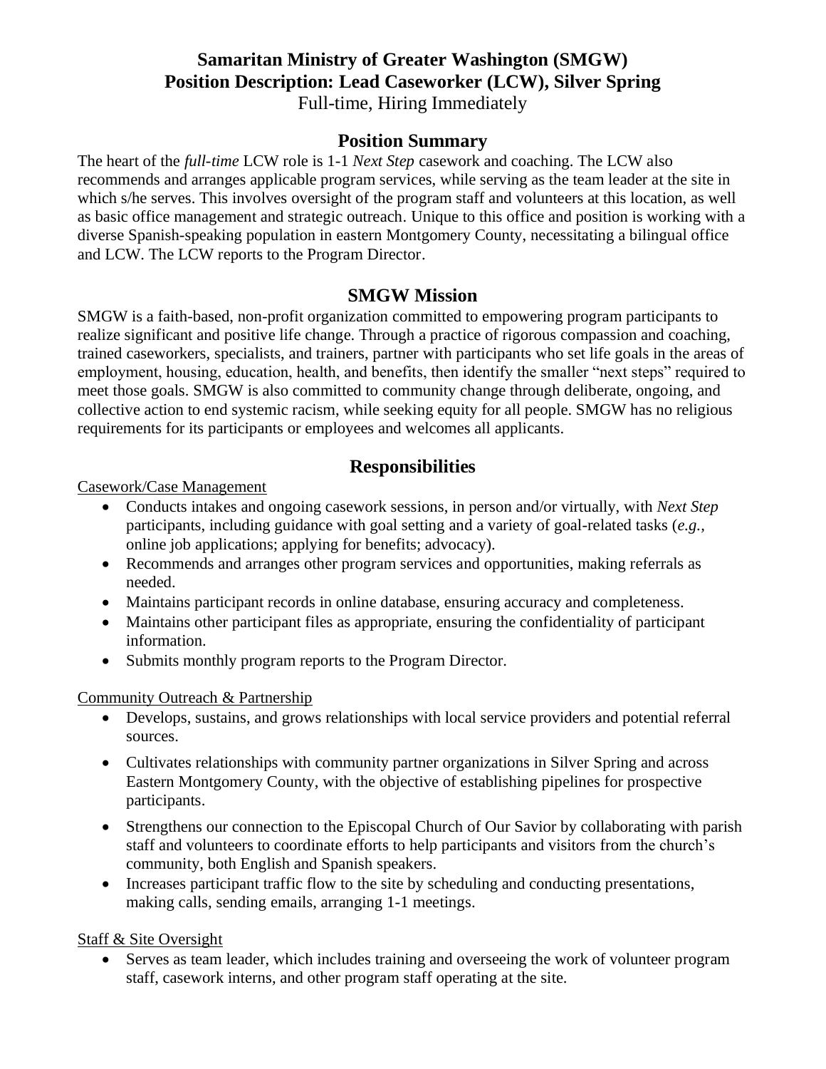# Samaritan Ministry of Greater Washington (SMGW)
# Position Description: Lead Caseworker (LCW), Silver Spring

Full-time, Hiring Immediately

## Position Summary

The heart of the *full-time* LCW role is 1-1 *Next Step* casework and coaching. The LCW also recommends and arranges applicable program services, while serving as the team leader at the site in which s/he serves. This involves oversight of the program staff and volunteers at this location, as well as basic office management and strategic outreach. Unique to this office and position is working with a diverse Spanish-speaking population in eastern Montgomery County, necessitating a bilingual office and LCW. The LCW reports to the Program Director.

## SMGW Mission

SMGW is a faith-based, non-profit organization committed to empowering program participants to realize significant and positive life change. Through a practice of rigorous compassion and coaching, trained caseworkers, specialists, and trainers, partner with participants who set life goals in the areas of employment, housing, education, health, and benefits, then identify the smaller "next steps" required to meet those goals. SMGW is also committed to community change through deliberate, ongoing, and collective action to end systemic racism, while seeking equity for all people. SMGW has no religious requirements for its participants or employees and welcomes all applicants.

## Responsibilities

<u>Casework/Case Management</u>

- Conducts intakes and ongoing casework sessions, in person and/or virtually, with *Next Step* participants, including guidance with goal setting and a variety of goal-related tasks (*e.g.*, online job applications; applying for benefits; advocacy).
- Recommends and arranges other program services and opportunities, making referrals as needed.
- Maintains participant records in online database, ensuring accuracy and completeness.
- Maintains other participant files as appropriate, ensuring the confidentiality of participant information.
- Submits monthly program reports to the Program Director.

<u>Community Outreach & Partnership</u>

- Develops, sustains, and grows relationships with local service providers and potential referral sources.
- Cultivates relationships with community partner organizations in Silver Spring and across Eastern Montgomery County, with the objective of establishing pipelines for prospective participants.
- Strengthens our connection to the Episcopal Church of Our Savior by collaborating with parish staff and volunteers to coordinate efforts to help participants and visitors from the church's community, both English and Spanish speakers.
- Increases participant traffic flow to the site by scheduling and conducting presentations, making calls, sending emails, arranging 1-1 meetings.

<u>Staff & Site Oversight</u>

- Serves as team leader, which includes training and overseeing the work of volunteer program staff, casework interns, and other program staff operating at the site.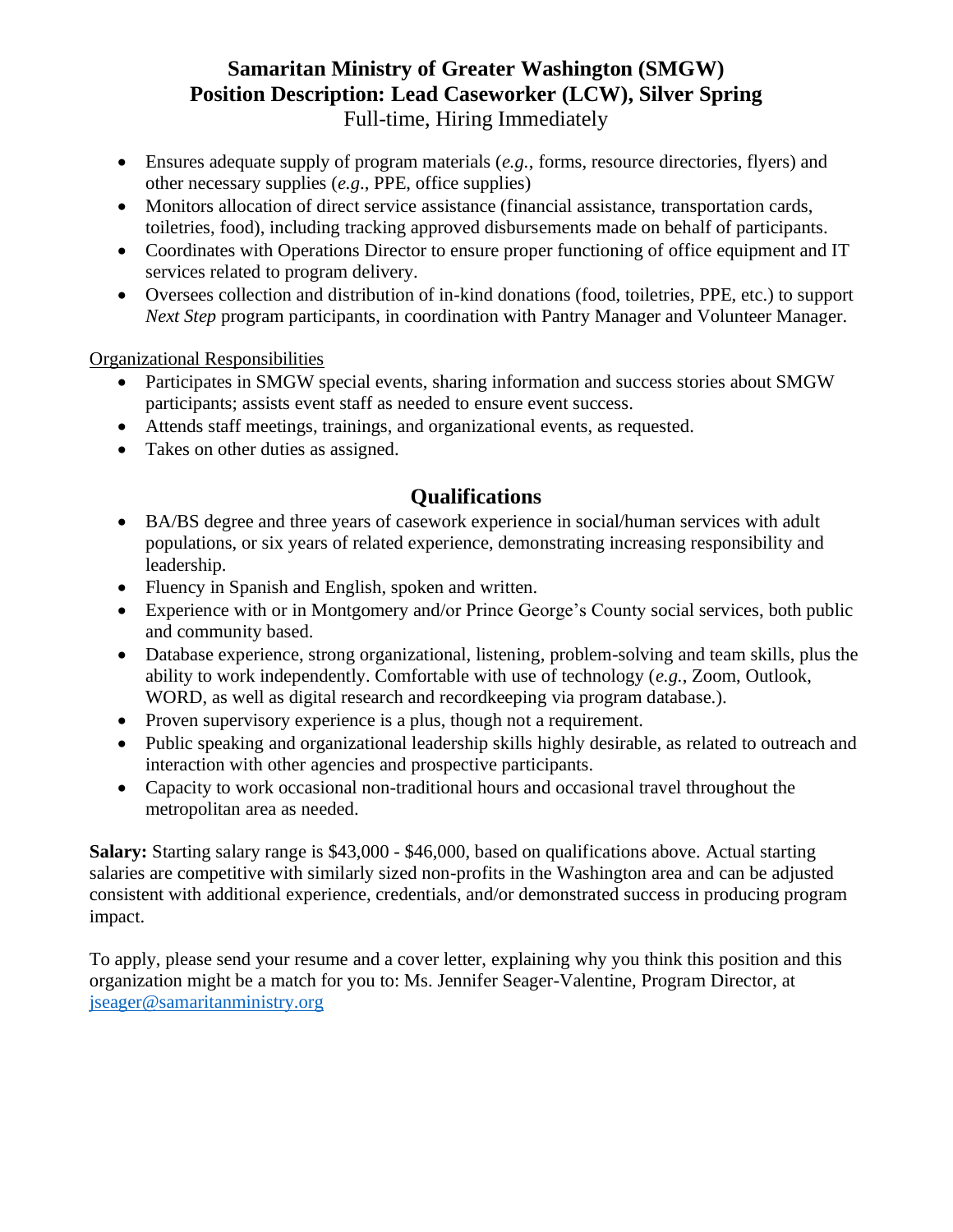# Samaritan Ministry of Greater Washington (SMGW)
# Position Description: Lead Caseworker (LCW), Silver Spring

Full-time, Hiring Immediately

- Ensures adequate supply of program materials (*e.g.*, forms, resource directories, flyers) and other necessary supplies (*e.g*., PPE, office supplies)
- Monitors allocation of direct service assistance (financial assistance, transportation cards, toiletries, food), including tracking approved disbursements made on behalf of participants.
- Coordinates with Operations Director to ensure proper functioning of office equipment and IT services related to program delivery.
- Oversees collection and distribution of in-kind donations (food, toiletries, PPE, etc.) to support *Next Step* program participants, in coordination with Pantry Manager and Volunteer Manager.

Organizational Responsibilities

- Participates in SMGW special events, sharing information and success stories about SMGW participants; assists event staff as needed to ensure event success.
- Attends staff meetings, trainings, and organizational events, as requested.
- Takes on other duties as assigned.

## Qualifications

- BA/BS degree and three years of casework experience in social/human services with adult populations, or six years of related experience, demonstrating increasing responsibility and leadership.
- Fluency in Spanish and English, spoken and written.
- Experience with or in Montgomery and/or Prince George's County social services, both public and community based.
- Database experience, strong organizational, listening, problem-solving and team skills, plus the ability to work independently. Comfortable with use of technology (*e.g.*, Zoom, Outlook, WORD, as well as digital research and recordkeeping via program database.).
- Proven supervisory experience is a plus, though not a requirement.
- Public speaking and organizational leadership skills highly desirable, as related to outreach and interaction with other agencies and prospective participants.
- Capacity to work occasional non-traditional hours and occasional travel throughout the metropolitan area as needed.

**Salary:** Starting salary range is $43,000 - $46,000, based on qualifications above. Actual starting salaries are competitive with similarly sized non-profits in the Washington area and can be adjusted consistent with additional experience, credentials, and/or demonstrated success in producing program impact.

To apply, please send your resume and a cover letter, explaining why you think this position and this organization might be a match for you to: Ms. Jennifer Seager-Valentine, Program Director, at jseager@samaritanministry.org